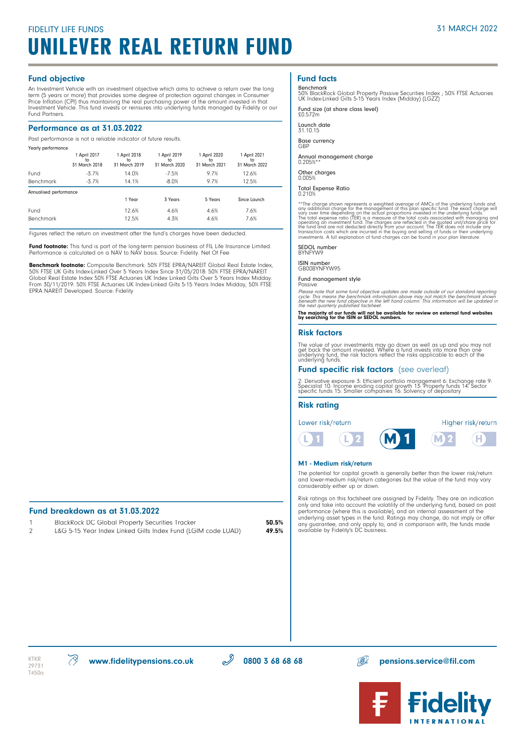FIDELITY LIFE FUNDS

31 MARCH 2022

# UNILEVER REAL RETURN FUND

## Fund objective

An Investment Vehicle with an investment objective which aims to achieve a return over the long term (5 years or more) that provides some degree of protection against changes in Consumer Price Inflation (CPI) thus maintaining the real purchasing power of the amount invested in that Investment Vehicle. This fund invests or reinsures into underlying funds managed by Fidelity or our Fund Partners.

## Performance as at 31.03.2022

Past performance is not a reliable indicator of future results.

Yearly performance

| | 1 April 2017 to 31 March 2018 | 1 April 2018 to 31 March 2019 | 1 April 2019 to 31 March 2020 | 1 April 2020 to 31 March 2021 | 1 April 2021 to 31 March 2022 |
|---|---|---|---|---|---|
| Fund | -3.7% | 14.0% | -7.5% | 9.7% | 12.6% |
| Benchmark | -3.7% | 14.1% | -8.0% | 9.7% | 12.5% |

Annualised performance

| | 1 Year | 3 Years | 5 Years | Since Launch |
|---|---|---|---|---|
| Fund | 12.6% | 4.6% | 4.6% | 7.6% |
| Benchmark | 12.5% | 4.3% | 4.6% | 7.6% |

Figures reflect the return on investment after the fund's charges have been deducted.

**Fund footnote:** This fund is part of the long-term pension business of FIL Life Insurance Limited. Performance is calculated on a NAV to NAV basis. Source: Fidelity. Net Of Fee

**Benchmark footnote:** Composite Benchmark: 50% FTSE EPRA/NAREIT Global Real Estate Index, 50% FTSE UK Gilts Index-Linked Over 5 Years Index Since 31/05/2018: 50% FTSE EPRA/NAREIT Global Real Estate Index 50% FTSE Actuaries UK Index Linked Gilts Over 5 Years Index Midday. From 30/11/2019: 50% FTSE Actuaries UK Index-Linked Gilts 5-15 Years Index Midday, 50% FTSE EPRA NAREIT Developed. Source: Fidelity

## Fund breakdown as at 31.03.2022

| | | |
|---|---|---|
| 1 | BlackRock DC Global Property Securities Tracker | **50.5%** |
| 2 | L&G 5-15 Year Index Linked Gilts Index Fund (LGIM code LUAD) | **49.5%** |

## Fund facts

Benchmark
50% BlackRock Global Property Passive Securities Index ; 50% FTSE Actuaries UK Index-Linked Gilts 5-15 Years Index (Midday) (LGZZ)

Fund size (at share class level)
£0.572m

Launch date
31.10.15

Base currency
GBP

Annual management charge
0.205%**

Other charges
0.005%

Total Expense Ratio
0.210%

**The charge shown represents a weighted average of AMCs of the underlying funds and any additional charge for the management of this plan specific fund. The exact charge will vary over time depending on the actual proportions invested in the underlying funds. The total expense ratio (TER) is a measure of the total costs associated with managing and operating an investment fund. The charges are reflected in the quoted unit/share price for the fund and are not deducted directly from your account. The TER does not include any transaction costs which are incurred in the buying and selling of funds or their underlying investments. A full explanation of fund charges can be found in your plan literature.

SEDOL number
BYNFYW9

ISIN number
GB00BYNFYW95

Fund management style
Passive

*Please note that some fund objective updates are made outside of our standard reporting cycle. This means the benchmark information above may not match the benchmark shown beneath the new fund objective in the left hand column. This information will be updated in the next quarterly published factsheet.*

**The majority of our funds will not be available for review on external fund websites by searching for the ISIN or SEDOL numbers.**

## Risk factors

The value of your investments may go down as well as up and you may not get back the amount invested. Where a fund invests into more than one underlying fund, the risk factors reflect the risks applicable to each of the underlying funds.

## Fund specific risk factors (see overleaf)

2: Derivative exposure 3: Efficient portfolio management 6: Exchange rate 9: Specialist 10: Income eroding capital growth 13: Property funds 14: Sector specific funds 15: Smaller companies 16: Solvency of depositary

## Risk rating

Lower risk/return — L1, L2, **M1**, M2, H — Higher risk/return

### M1 - Medium risk/return

The potential for capital growth is generally better than the lower risk/return and lower-medium risk/return categories but the value of the fund may vary considerably either up or down.

Risk ratings on this factsheet are assigned by Fidelity. They are an indication only and take into account the volatility of the underlying fund, based on past performance (where this is available), and an internal assessment of the underlying asset types in the fund. Ratings may change, do not imply or offer any guarantee, and only apply to, and in comparison with, the funds made available by Fidelity's DC business.

KTKR
29731
T450a

**www.fidelitypensions.co.uk** **0800 3 68 68 68** **pensions.service@fil.com**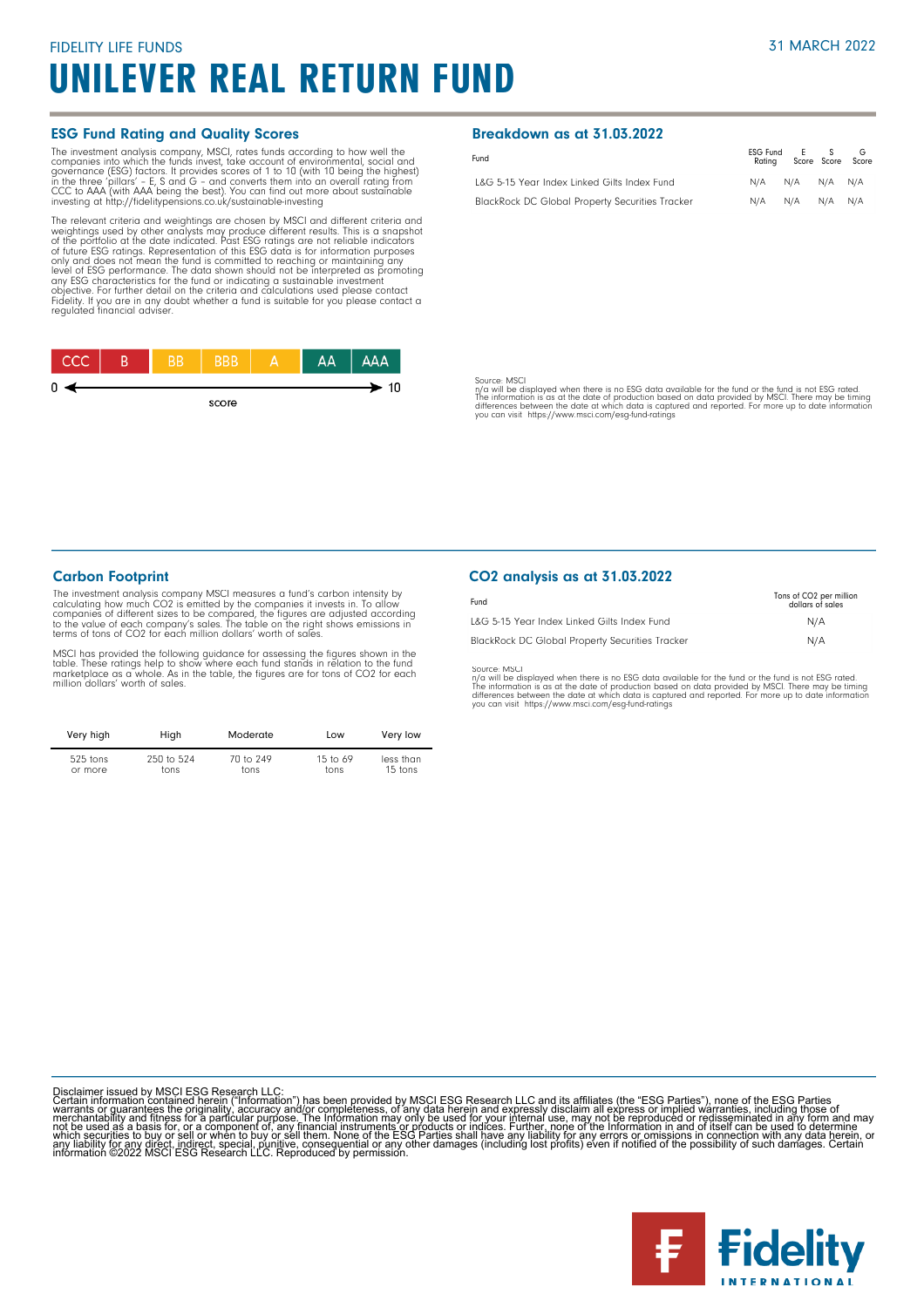FIDELITY LIFE FUNDS

31 MARCH 2022

# UNILEVER REAL RETURN FUND

## ESG Fund Rating and Quality Scores

The investment analysis company, MSCI, rates funds according to how well the companies into which the funds invest, take account of environmental, social and governance (ESG) factors. It provides scores of 1 to 10 (with 10 being the highest) in the three 'pillars' – E, S and G – and converts them into an overall rating from CCC to AAA (with AAA being the best). You can find out more about sustainable investing at http://fidelitypensions.co.uk/sustainable-investing

The relevant criteria and weightings are chosen by MSCI and different criteria and weightings used by other analysts may produce different results. This is a snapshot of the portfolio at the date indicated. Past ESG ratings are not reliable indicators of future ESG ratings. Representation of this ESG data is for information purposes only and does not mean the fund is committed to reaching or maintaining any level of ESG performance. The data shown should not be interpreted as promoting any ESG characteristics for the fund or indicating a sustainable investment objective. For further detail on the criteria and calculations used please contact Fidelity. If you are in any doubt whether a fund is suitable for you please contact a regulated financial adviser.

| CCC | B | BB | BBB | A | AA | AAA |
|---|---|---|---|---|---|---|

0 ← score → 10

## Breakdown as at 31.03.2022

| Fund | ESG Fund Rating | E Score | S Score | G Score |
|---|---|---|---|---|
| L&G 5-15 Year Index Linked Gilts Index Fund | N/A | N/A | N/A | N/A |
| BlackRock DC Global Property Securities Tracker | N/A | N/A | N/A | N/A |

Source: MSCI
n/a will be displayed when there is no ESG data available for the fund or the fund is not ESG rated. The information is as at the date of production based on data provided by MSCI. There may be timing differences between the date at which data is captured and reported. For more up to date information you can visit https://www.msci.com/esg-fund-ratings

## Carbon Footprint

The investment analysis company MSCI measures a fund's carbon intensity by calculating how much $CO_2$ is emitted by the companies it invests in. To allow companies of different sizes to be compared, the figures are adjusted according to the value of each company's sales. The table on the right shows emissions in terms of tons of $CO_2$ for each million dollars' worth of sales.

MSCI has provided the following guidance for assessing the figures shown in the table. These ratings help to show where each fund stands in relation to the fund marketplace as a whole. As in the table, the figures are for tons of $CO_2$ for each million dollars' worth of sales.

| Very high | High | Moderate | Low | Very low |
|---|---|---|---|---|
| 525 tons or more | 250 to 524 tons | 70 to 249 tons | 15 to 69 tons | less than 15 tons |

## $CO_2$ analysis as at 31.03.2022

| Fund | Tons of $CO_2$ per million dollars of sales |
|---|---|
| L&G 5-15 Year Index Linked Gilts Index Fund | N/A |
| BlackRock DC Global Property Securities Tracker | N/A |

Source: MSCI
n/a will be displayed when there is no ESG data available for the fund or the fund is not ESG rated. The information is as at the date of production based on data provided by MSCI. There may be timing differences between the date at which data is captured and reported. For more up to date information you can visit https://www.msci.com/esg-fund-ratings

Disclaimer issued by MSCI ESG Research LLC:
Certain information contained herein ("Information") has been provided by MSCI ESG Research LLC and its affiliates (the "ESG Parties"), none of the ESG Parties warrants or guarantees the originality, accuracy and/or completeness, of any data herein and expressly disclaim all express or implied warranties, including those of merchantability and fitness for a particular purpose. The Information may only be used for your internal use, may not be reproduced or redisseminated in any form and may not be used as a basis for, or a component of, any financial instruments or products or indices. Further, none of the Information in and of itself can be used to determine which securities to buy or sell or when to buy or sell them. None of the ESG Parties shall have any liability for any errors or omissions in connection with any data herein, or any liability for any direct, indirect, special, punitive, consequential or any other damages (including lost profits) even if notified of the possibility of such damages. Certain information ©2022 MSCI ESG Research LLC. Reproduced by permission.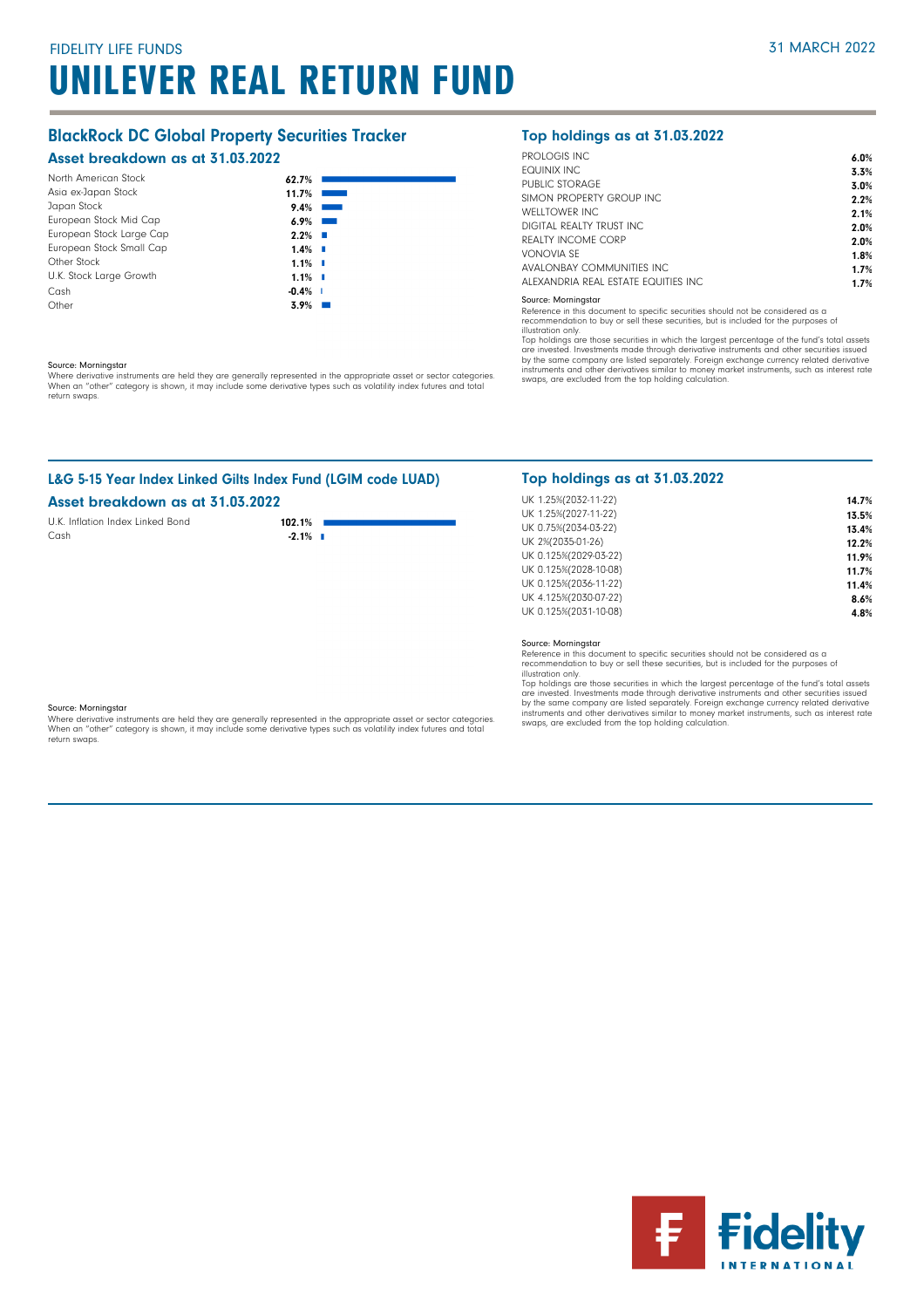FIDELITY LIFE FUNDS

31 MARCH 2022

# UNILEVER REAL RETURN FUND

## BlackRock DC Global Property Securities Tracker

### Asset breakdown as at 31.03.2022

| Asset | % |
|---|---|
| North American Stock | 62.7% |
| Asia ex-Japan Stock | 11.7% |
| Japan Stock | 9.4% |
| European Stock Mid Cap | 6.9% |
| European Stock Large Cap | 2.2% |
| European Stock Small Cap | 1.4% |
| Other Stock | 1.1% |
| U.K. Stock Large Growth | 1.1% |
| Cash | -0.4% |
| Other | 3.9% |

Source: Morningstar

Where derivative instruments are held they are generally represented in the appropriate asset or sector categories. When an "other" category is shown, it may include some derivative types such as volatility index futures and total return swaps.

### Top holdings as at 31.03.2022

| Holding | % |
|---|---|
| PROLOGIS INC | 6.0% |
| EQUINIX INC | 3.3% |
| PUBLIC STORAGE | 3.0% |
| SIMON PROPERTY GROUP INC | 2.2% |
| WELLTOWER INC | 2.1% |
| DIGITAL REALTY TRUST INC | 2.0% |
| REALTY INCOME CORP | 2.0% |
| VONOVIA SE | 1.8% |
| AVALONBAY COMMUNITIES INC | 1.7% |
| ALEXANDRIA REAL ESTATE EQUITIES INC | 1.7% |

Source: Morningstar

Reference in this document to specific securities should not be considered as a recommendation to buy or sell these securities, but is included for the purposes of illustration only.

Top holdings are those securities in which the largest percentage of the fund's total assets are invested. Investments made through derivative instruments and other securities issued by the same company are listed separately. Foreign exchange currency related derivative instruments and other derivatives similar to money market instruments, such as interest rate swaps, are excluded from the top holding calculation.

## L&G 5-15 Year Index Linked Gilts Index Fund (LGIM code LUAD)

### Asset breakdown as at 31.03.2022

| Asset | % |
|---|---|
| U.K. Inflation Index Linked Bond | 102.1% |
| Cash | -2.1% |

Source: Morningstar

Where derivative instruments are held they are generally represented in the appropriate asset or sector categories. When an "other" category is shown, it may include some derivative types such as volatility index futures and total return swaps.

### Top holdings as at 31.03.2022

| Holding | % |
|---|---|
| UK 1.25%(2032-11-22) | 14.7% |
| UK 1.25%(2027-11-22) | 13.5% |
| UK 0.75%(2034-03-22) | 13.4% |
| UK 2%(2035-01-26) | 12.2% |
| UK 0.125%(2029-03-22) | 11.9% |
| UK 0.125%(2028-10-08) | 11.7% |
| UK 0.125%(2036-11-22) | 11.4% |
| UK 4.125%(2030-07-22) | 8.6% |
| UK 0.125%(2031-10-08) | 4.8% |

Source: Morningstar

Reference in this document to specific securities should not be considered as a recommendation to buy or sell these securities, but is included for the purposes of illustration only.

Top holdings are those securities in which the largest percentage of the fund's total assets are invested. Investments made through derivative instruments and other securities issued by the same company are listed separately. Foreign exchange currency related derivative instruments and other derivatives similar to money market instruments, such as interest rate swaps, are excluded from the top holding calculation.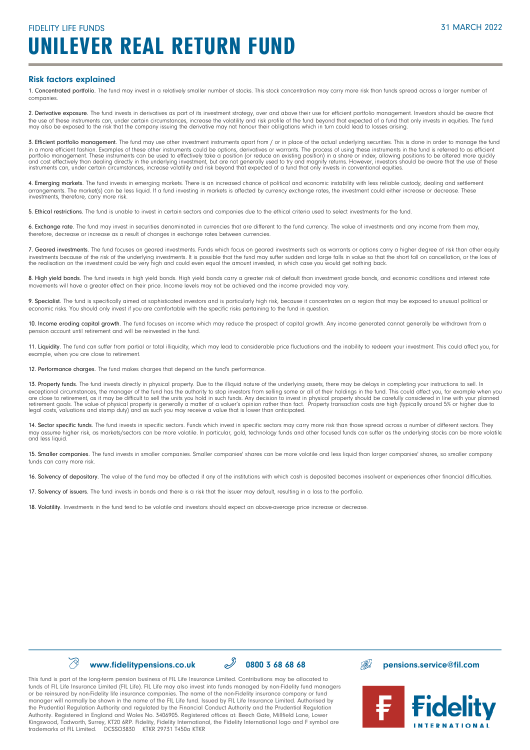# UNILEVER REAL RETURN FUND

### Risk factors explained

1. **Concentrated portfolio.** The fund may invest in a relatively smaller number of stocks. This stock concentration may carry more risk than funds spread across a larger number of companies.

2. **Derivative exposure.** The fund invests in derivatives as part of its investment strategy, over and above their use for efficient portfolio management. Investors should be aware that the use of these instruments can, under certain circumstances, increase the volatility and risk profile of the fund beyond that expected of a fund that only invests in equities. The fund may also be exposed to the risk that the company issuing the derivative may not honour their obligations which in turn could lead to losses arising.

3. **Efficient portfolio management.** The fund may use other investment instruments apart from / or in place of the actual underlying securities. This is done in order to manage the fund in a more efficient fashion. Examples of these other instruments could be options, derivatives or warrants. The process of using these instruments in the fund is referred to as efficient portfolio management. These instruments can be used to effectively take a position (or reduce an existing position) in a share or index, allowing positions to be altered more quickly and cost effectively than dealing directly in the underlying investment, but are not generally used to try and magnify returns. However, investors should be aware that the use of these instruments can, under certain circumstances, increase volatility and risk beyond that expected of a fund that only invests in conventional equities.

4. **Emerging markets.** The fund invests in emerging markets. There is an increased chance of political and economic instability with less reliable custody, dealing and settlement arrangements. The market(s) can be less liquid. If a fund investing in markets is affected by currency exchange rates, the investment could either increase or decrease. These investments, therefore, carry more risk.

5. **Ethical restrictions.** The fund is unable to invest in certain sectors and companies due to the ethical criteria used to select investments for the fund.

6. **Exchange rate.** The fund may invest in securities denominated in currencies that are different to the fund currency. The value of investments and any income from them may, therefore, decrease or increase as a result of changes in exchange rates between currencies.

7. **Geared investments.** The fund focuses on geared investments. Funds which focus on geared investments such as warrants or options carry a higher degree of risk than other equity investments because of the risk of the underlying investments. It is possible that the fund may suffer sudden and large falls in value so that the short fall on cancellation, or the loss of the realisation on the investment could be very high and could even equal the amount invested, in which case you would get nothing back.

8. **High yield bonds.** The fund invests in high yield bonds. High yield bonds carry a greater risk of default than investment grade bonds, and economic conditions and interest rate movements will have a greater effect on their price. Income levels may not be achieved and the income provided may vary.

9. **Specialist.** The fund is specifically aimed at sophisticated investors and is particularly high risk, because it concentrates on a region that may be exposed to unusual political or economic risks. You should only invest if you are comfortable with the specific risks pertaining to the fund in question.

10. **Income eroding capital growth.** The fund focuses on income which may reduce the prospect of capital growth. Any income generated cannot generally be withdrawn from a pension account until retirement and will be reinvested in the fund.

11. **Liquidity.** The fund can suffer from partial or total illiquidity, which may lead to considerable price fluctuations and the inability to redeem your investment. This could affect you, for example, when you are close to retirement.

12. **Performance charges.** The fund makes charges that depend on the fund's performance.

13. **Property funds.** The fund invests directly in physical property. Due to the illiquid nature of the underlying assets, there may be delays in completing your instructions to sell. In exceptional circumstances, the manager of the fund has the authority to stop investors from selling some or all of their holdings in the fund. This could affect you, for example when you are close to retirement, as it may be difficult to sell the units you hold in such funds. Any decision to invest in physical property should be carefully considered in line with your planned retirement goals. The value of physical property is generally a matter of a valuer's opinion rather than fact. Property transaction costs are high (typically around 5% or higher due to legal costs, valuations and stamp duty) and as such you may receive a value that is lower than anticipated.

14. **Sector specific funds.** The fund invests in specific sectors. Funds which invest in specific sectors may carry more risk than those spread across a number of different sectors. They may assume higher risk, as markets/sectors can be more volatile. In particular, gold, technology funds and other focused funds can suffer as the underlying stocks can be more volatile and less liquid.

15. **Smaller companies.** The fund invests in smaller companies. Smaller companies' shares can be more volatile and less liquid than larger companies' shares, so smaller company funds can carry more risk.

16. **Solvency of depositary.** The value of the fund may be affected if any of the institutions with which cash is deposited becomes insolvent or experiences other financial difficulties.

17. **Solvency of issuers.** The fund invests in bonds and there is a risk that the issuer may default, resulting in a loss to the portfolio.

18. **Volatility.** Investments in the fund tend to be volatile and investors should expect an above-average price increase or decrease.

**www.fidelitypensions.co.uk** **0800 3 68 68 68** **pensions.service@fil.com**

This fund is part of the long-term pension business of FIL Life Insurance Limited. Contributions may be allocated to funds of FIL Life Insurance Limited (FIL Life). FIL Life may also invest into funds managed by non-Fidelity fund managers or be reinsured by non-Fidelity life insurance companies. The name of the non-Fidelity insurance company or fund manager will normally be shown in the name of the FIL Life fund. Issued by FIL Life Insurance Limited. Authorised by the Prudential Regulation Authority and regulated by the Financial Conduct Authority and the Prudential Regulation Authority. Registered in England and Wales No. 3406905. Registered offices at: Beech Gate, Millfield Lane, Lower Kingswood, Tadworth, Surrey, KT20 6RP. Fidelity, Fidelity International, the Fidelity International logo and F symbol are trademarks of FIL Limited. DCSSO3830 KTKR 29731 T450a KTKR